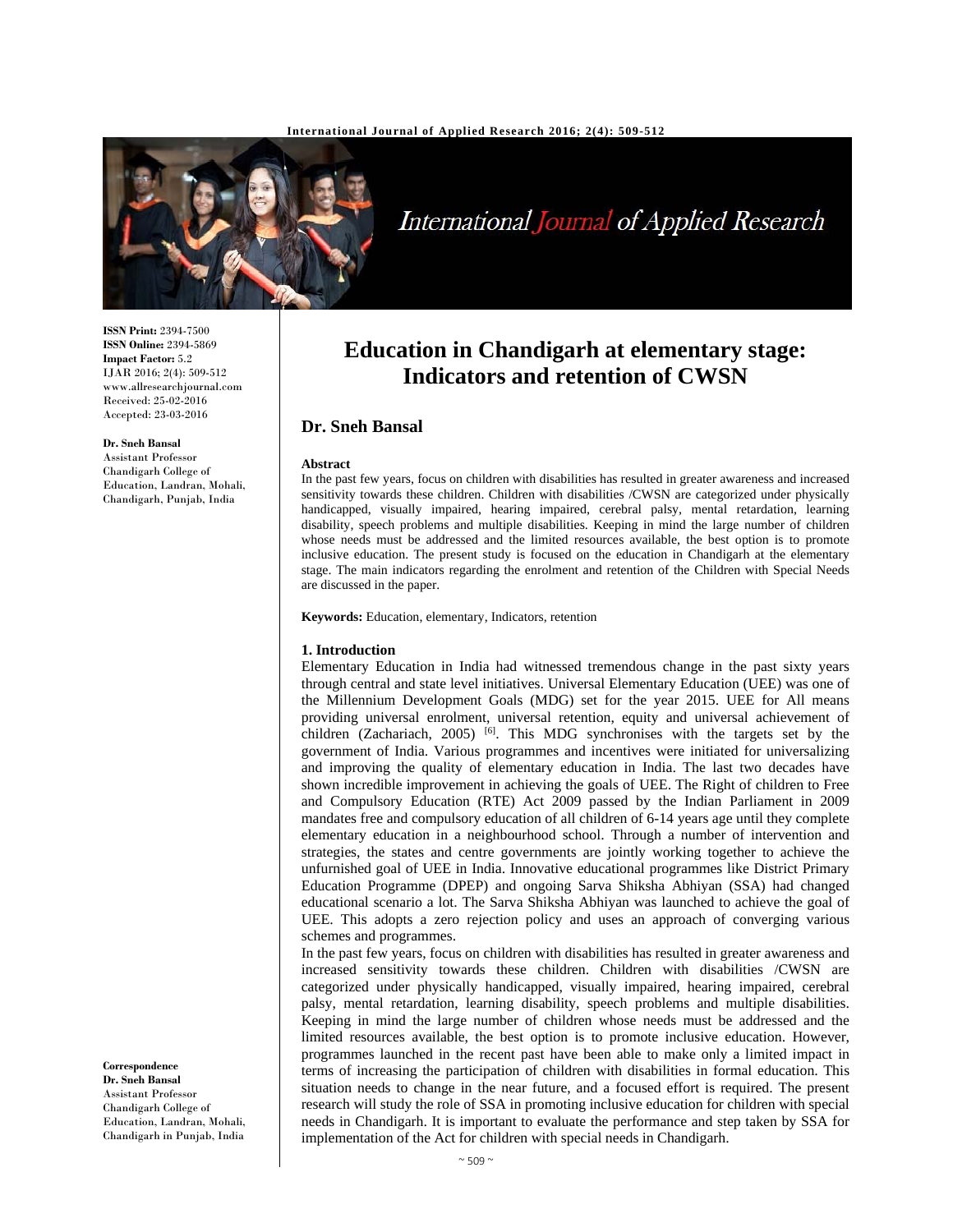**ISSN Print:** 2394-7500
**ISSN Online:** 2394-5869
**Impact Factor:** 5.2
IJAR 2016; 2(4): 509-512
www.allresearchjournal.com
Received: 25-02-2016
Accepted: 23-03-2016

**Dr. Sneh Bansal**
Assistant Professor
Chandigarh College of Education, Landran, Mohali, Chandigarh, Punjab, India

**Correspondence**
**Dr. Sneh Bansal**
Assistant Professor
Chandigarh College of Education, Landran, Mohali, Chandigarh in Punjab, India

# Education in Chandigarh at elementary stage: Indicators and retention of CWSN

## Dr. Sneh Bansal

### Abstract

In the past few years, focus on children with disabilities has resulted in greater awareness and increased sensitivity towards these children. Children with disabilities /CWSN are categorized under physically handicapped, visually impaired, hearing impaired, cerebral palsy, mental retardation, learning disability, speech problems and multiple disabilities. Keeping in mind the large number of children whose needs must be addressed and the limited resources available, the best option is to promote inclusive education. The present study is focused on the education in Chandigarh at the elementary stage. The main indicators regarding the enrolment and retention of the Children with Special Needs are discussed in the paper.

**Keywords:** Education, elementary, Indicators, retention

### 1. Introduction

Elementary Education in India had witnessed tremendous change in the past sixty years through central and state level initiatives. Universal Elementary Education (UEE) was one of the Millennium Development Goals (MDG) set for the year 2015. UEE for All means providing universal enrolment, universal retention, equity and universal achievement of children (Zachariach, 2005) [6]. This MDG synchronises with the targets set by the government of India. Various programmes and incentives were initiated for universalizing and improving the quality of elementary education in India. The last two decades have shown incredible improvement in achieving the goals of UEE. The Right of children to Free and Compulsory Education (RTE) Act 2009 passed by the Indian Parliament in 2009 mandates free and compulsory education of all children of 6-14 years age until they complete elementary education in a neighbourhood school. Through a number of intervention and strategies, the states and centre governments are jointly working together to achieve the unfurnished goal of UEE in India. Innovative educational programmes like District Primary Education Programme (DPEP) and ongoing Sarva Shiksha Abhiyan (SSA) had changed educational scenario a lot. The Sarva Shiksha Abhiyan was launched to achieve the goal of UEE. This adopts a zero rejection policy and uses an approach of converging various schemes and programmes.

In the past few years, focus on children with disabilities has resulted in greater awareness and increased sensitivity towards these children. Children with disabilities /CWSN are categorized under physically handicapped, visually impaired, hearing impaired, cerebral palsy, mental retardation, learning disability, speech problems and multiple disabilities. Keeping in mind the large number of children whose needs must be addressed and the limited resources available, the best option is to promote inclusive education. However, programmes launched in the recent past have been able to make only a limited impact in terms of increasing the participation of children with disabilities in formal education. This situation needs to change in the near future, and a focused effort is required. The present research will study the role of SSA in promoting inclusive education for children with special needs in Chandigarh. It is important to evaluate the performance and step taken by SSA for implementation of the Act for children with special needs in Chandigarh.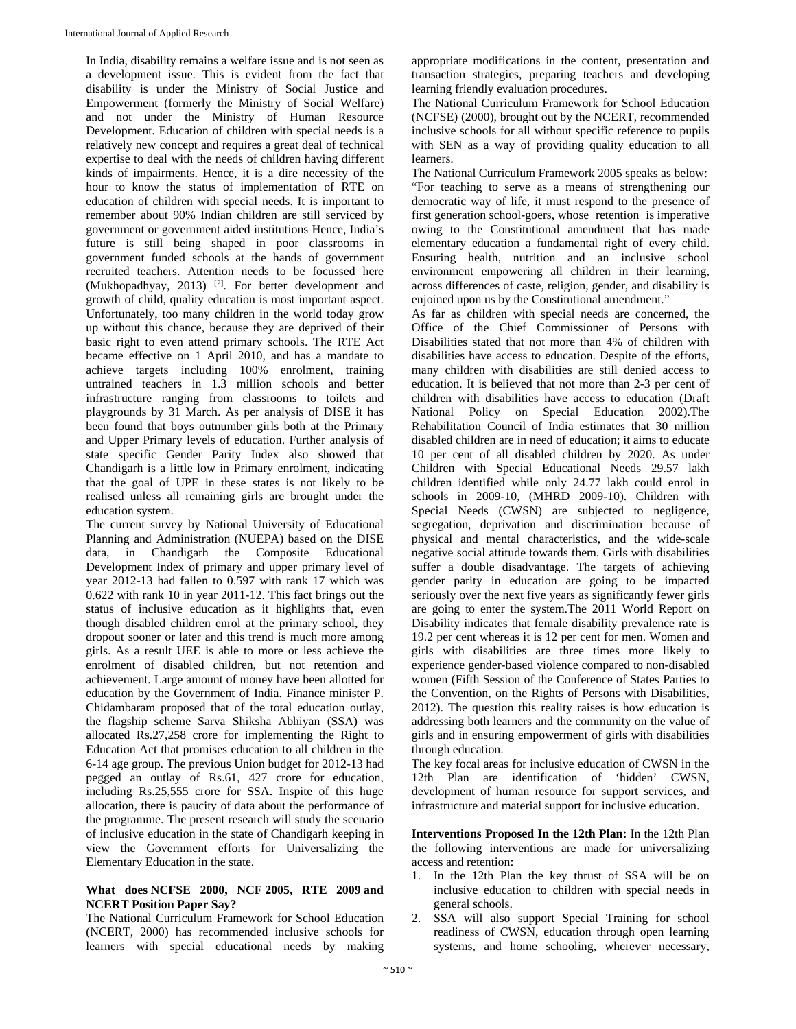In India, disability remains a welfare issue and is not seen as a development issue. This is evident from the fact that disability is under the Ministry of Social Justice and Empowerment (formerly the Ministry of Social Welfare) and not under the Ministry of Human Resource Development. Education of children with special needs is a relatively new concept and requires a great deal of technical expertise to deal with the needs of children having different kinds of impairments. Hence, it is a dire necessity of the hour to know the status of implementation of RTE on education of children with special needs. It is important to remember about 90% Indian children are still serviced by government or government aided institutions Hence, India's future is still being shaped in poor classrooms in government funded schools at the hands of government recruited teachers. Attention needs to be focussed here (Mukhopadhyay, 2013) [2]. For better development and growth of child, quality education is most important aspect. Unfortunately, too many children in the world today grow up without this chance, because they are deprived of their basic right to even attend primary schools. The RTE Act became effective on 1 April 2010, and has a mandate to achieve targets including 100% enrolment, training untrained teachers in 1.3 million schools and better infrastructure ranging from classrooms to toilets and playgrounds by 31 March. As per analysis of DISE it has been found that boys outnumber girls both at the Primary and Upper Primary levels of education. Further analysis of state specific Gender Parity Index also showed that Chandigarh is a little low in Primary enrolment, indicating that the goal of UPE in these states is not likely to be realised unless all remaining girls are brought under the education system.

The current survey by National University of Educational Planning and Administration (NUEPA) based on the DISE data, in Chandigarh the Composite Educational Development Index of primary and upper primary level of year 2012-13 had fallen to 0.597 with rank 17 which was 0.622 with rank 10 in year 2011-12. This fact brings out the status of inclusive education as it highlights that, even though disabled children enrol at the primary school, they dropout sooner or later and this trend is much more among girls. As a result UEE is able to more or less achieve the enrolment of disabled children, but not retention and achievement. Large amount of money have been allotted for education by the Government of India. Finance minister P. Chidambaram proposed that of the total education outlay, the flagship scheme Sarva Shiksha Abhiyan (SSA) was allocated Rs.27,258 crore for implementing the Right to Education Act that promises education to all children in the 6-14 age group. The previous Union budget for 2012-13 had pegged an outlay of Rs.61, 427 crore for education, including Rs.25,555 crore for SSA. Inspite of this huge allocation, there is paucity of data about the performance of the programme. The present research will study the scenario of inclusive education in the state of Chandigarh keeping in view the Government efforts for Universalizing the Elementary Education in the state.

**What does NCFSE 2000, NCF 2005, RTE 2009 and NCERT Position Paper Say?**

The National Curriculum Framework for School Education (NCERT, 2000) has recommended inclusive schools for learners with special educational needs by making appropriate modifications in the content, presentation and transaction strategies, preparing teachers and developing learning friendly evaluation procedures.

The National Curriculum Framework for School Education (NCFSE) (2000), brought out by the NCERT, recommended inclusive schools for all without specific reference to pupils with SEN as a way of providing quality education to all learners.

The National Curriculum Framework 2005 speaks as below: "For teaching to serve as a means of strengthening our democratic way of life, it must respond to the presence of first generation school-goers, whose retention is imperative owing to the Constitutional amendment that has made elementary education a fundamental right of every child. Ensuring health, nutrition and an inclusive school environment empowering all children in their learning, across differences of caste, religion, gender, and disability is enjoined upon us by the Constitutional amendment."

As far as children with special needs are concerned, the Office of the Chief Commissioner of Persons with Disabilities stated that not more than 4% of children with disabilities have access to education. Despite of the efforts, many children with disabilities are still denied access to education. It is believed that not more than 2-3 per cent of children with disabilities have access to education (Draft National Policy on Special Education 2002).The Rehabilitation Council of India estimates that 30 million disabled children are in need of education; it aims to educate 10 per cent of all disabled children by 2020. As under Children with Special Educational Needs 29.57 lakh children identified while only 24.77 lakh could enrol in schools in 2009-10, (MHRD 2009-10). Children with Special Needs (CWSN) are subjected to negligence, segregation, deprivation and discrimination because of physical and mental characteristics, and the wide-scale negative social attitude towards them. Girls with disabilities suffer a double disadvantage. The targets of achieving gender parity in education are going to be impacted seriously over the next five years as significantly fewer girls are going to enter the system.The 2011 World Report on Disability indicates that female disability prevalence rate is 19.2 per cent whereas it is 12 per cent for men. Women and girls with disabilities are three times more likely to experience gender-based violence compared to non-disabled women (Fifth Session of the Conference of States Parties to the Convention, on the Rights of Persons with Disabilities, 2012). The question this reality raises is how education is addressing both learners and the community on the value of girls and in ensuring empowerment of girls with disabilities through education.

The key focal areas for inclusive education of CWSN in the 12th Plan are identification of 'hidden' CWSN, development of human resource for support services, and infrastructure and material support for inclusive education.

**Interventions Proposed In the 12th Plan:** In the 12th Plan the following interventions are made for universalizing access and retention:

1. In the 12th Plan the key thrust of SSA will be on inclusive education to children with special needs in general schools.
2. SSA will also support Special Training for school readiness of CWSN, education through open learning systems, and home schooling, wherever necessary,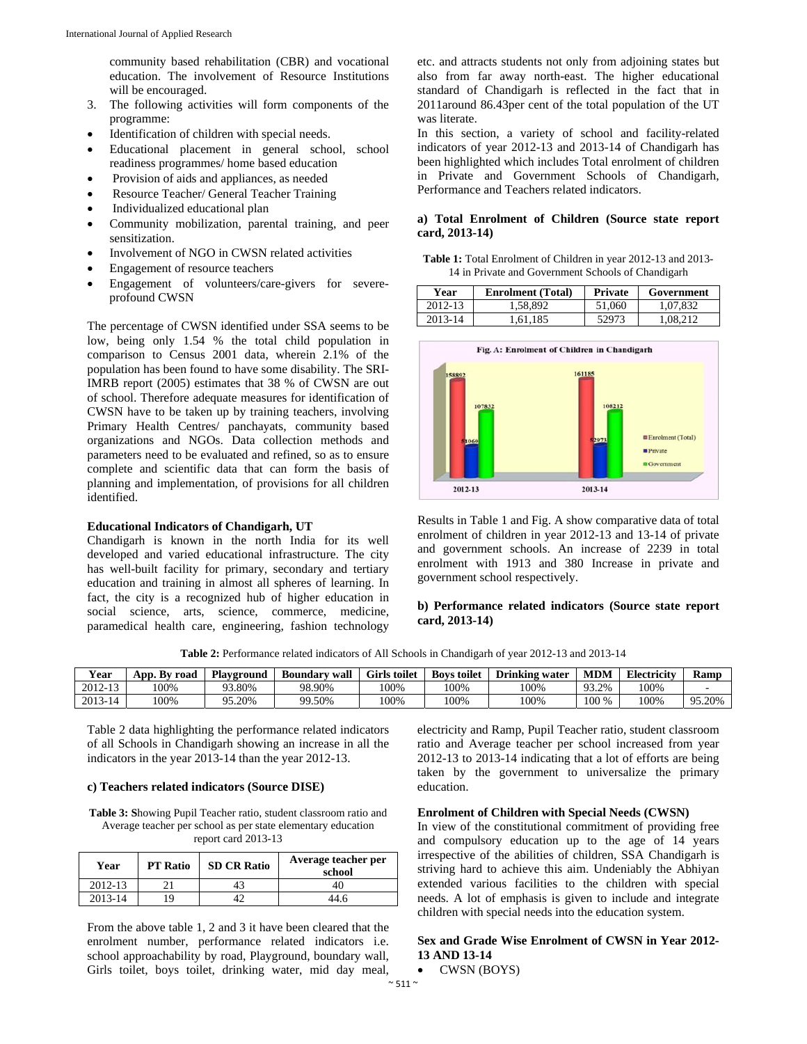community based rehabilitation (CBR) and vocational education. The involvement of Resource Institutions will be encouraged.

3. The following activities will form components of the programme:

- Identification of children with special needs.
- Educational placement in general school, school readiness programmes/ home based education
- Provision of aids and appliances, as needed
- Resource Teacher/ General Teacher Training
- Individualized educational plan
- Community mobilization, parental training, and peer sensitization.
- Involvement of NGO in CWSN related activities
- Engagement of resource teachers
- Engagement of volunteers/care-givers for severe-profound CWSN

The percentage of CWSN identified under SSA seems to be low, being only 1.54 % the total child population in comparison to Census 2001 data, wherein 2.1% of the population has been found to have some disability. The SRI-IMRB report (2005) estimates that 38 % of CWSN are out of school. Therefore adequate measures for identification of CWSN have to be taken up by training teachers, involving Primary Health Centres/ panchayats, community based organizations and NGOs. Data collection methods and parameters need to be evaluated and refined, so as to ensure complete and scientific data that can form the basis of planning and implementation, of provisions for all children identified.

**Educational Indicators of Chandigarh, UT**

Chandigarh is known in the north India for its well developed and varied educational infrastructure. The city has well-built facility for primary, secondary and tertiary education and training in almost all spheres of learning. In fact, the city is a recognized hub of higher education in social science, arts, science, commerce, medicine, paramedical health care, engineering, fashion technology etc. and attracts students not only from adjoining states but also from far away north-east. The higher educational standard of Chandigarh is reflected in the fact that in 2011around 86.43per cent of the total population of the UT was literate.

In this section, a variety of school and facility-related indicators of year 2012-13 and 2013-14 of Chandigarh has been highlighted which includes Total enrolment of children in Private and Government Schools of Chandigarh, Performance and Teachers related indicators.

**a) Total Enrolment of Children (Source state report card, 2013-14)**

**Table 1:** Total Enrolment of Children in year 2012-13 and 2013-14 in Private and Government Schools of Chandigarh

| Year | Enrolment (Total) | Private | Government |
|---|---|---|---|
| 2012-13 | 1,58,892 | 51,060 | 1,07,832 |
| 2013-14 | 1,61,185 | 52973 | 1,08,212 |

Fig. A: Enrolment of Children in Chandigarh

Results in Table 1 and Fig. A show comparative data of total enrolment of children in year 2012-13 and 13-14 of private and government schools. An increase of 2239 in total enrolment with 1913 and 380 Increase in private and government school respectively.

**b) Performance related indicators (Source state report card, 2013-14)**

**Table 2:** Performance related indicators of All Schools in Chandigarh of year 2012-13 and 2013-14

| Year | App. By road | Playground | Boundary wall | Girls toilet | Boys toilet | Drinking water | MDM | Electricity | Ramp |
|---|---|---|---|---|---|---|---|---|---|
| 2012-13 | 100% | 93.80% | 98.90% | 100% | 100% | 100% | 93.2% | 100% | - |
| 2013-14 | 100% | 95.20% | 99.50% | 100% | 100% | 100% | 100 % | 100% | 95.20% |

Table 2 data highlighting the performance related indicators of all Schools in Chandigarh showing an increase in all the indicators in the year 2013-14 than the year 2012-13.

**c) Teachers related indicators (Source DISE)**

**Table 3:** Showing Pupil Teacher ratio, student classroom ratio and Average teacher per school as per state elementary education report card 2013-13

| Year | PT Ratio | SD CR Ratio | Average teacher per school |
|---|---|---|---|
| 2012-13 | 21 | 43 | 40 |
| 2013-14 | 19 | 42 | 44.6 |

From the above table 1, 2 and 3 it have been cleared that the enrolment number, performance related indicators i.e. school approachability by road, Playground, boundary wall, Girls toilet, boys toilet, drinking water, mid day meal, electricity and Ramp, Pupil Teacher ratio, student classroom ratio and Average teacher per school increased from year 2012-13 to 2013-14 indicating that a lot of efforts are being taken by the government to universalize the primary education.

**Enrolment of Children with Special Needs (CWSN)**

In view of the constitutional commitment of providing free and compulsory education up to the age of 14 years irrespective of the abilities of children, SSA Chandigarh is striving hard to achieve this aim. Undeniably the Abhiyan extended various facilities to the children with special needs. A lot of emphasis is given to include and integrate children with special needs into the education system.

**Sex and Grade Wise Enrolment of CWSN in Year 2012-13 AND 13-14**

- CWSN (BOYS)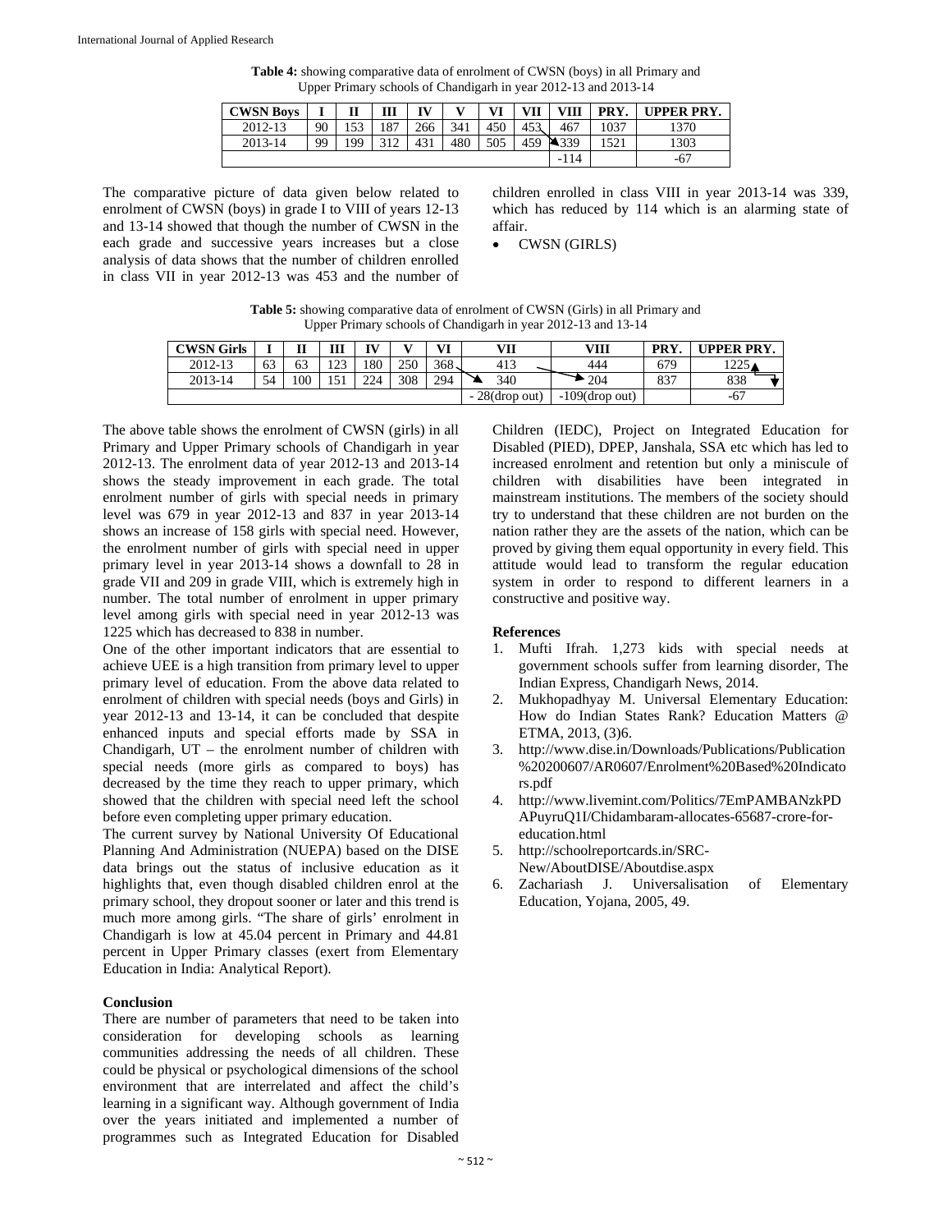**Table 4:** showing comparative data of enrolment of CWSN (boys) in all Primary and Upper Primary schools of Chandigarh in year 2012-13 and 2013-14

| CWSN Boys | I | II | III | IV | V | VI | VII | VIII | PRY. | UPPER PRY. |
|---|---|---|---|---|---|---|---|---|---|---|
| 2012-13 | 90 | 153 | 187 | 266 | 341 | 450 | 453 | 467 | 1037 | 1370 |
| 2013-14 | 99 | 199 | 312 | 431 | 480 | 505 | 459 | 339 | 1521 | 1303 |
| | | | | | | | | -114 | | -67 |

The comparative picture of data given below related to enrolment of CWSN (boys) in grade I to VIII of years 12-13 and 13-14 showed that though the number of CWSN in the each grade and successive years increases but a close analysis of data shows that the number of children enrolled in class VII in year 2012-13 was 453 and the number of children enrolled in class VIII in year 2013-14 was 339, which has reduced by 114 which is an alarming state of affair.

- CWSN (GIRLS)

**Table 5:** showing comparative data of enrolment of CWSN (Girls) in all Primary and Upper Primary schools of Chandigarh in year 2012-13 and 13-14

| CWSN Girls | I | II | III | IV | V | VI | VII | VIII | PRY. | UPPER PRY. |
|---|---|---|---|---|---|---|---|---|---|---|
| 2012-13 | 63 | 63 | 123 | 180 | 250 | 368 | 413 | 444 | 679 | 1225 |
| 2013-14 | 54 | 100 | 151 | 224 | 308 | 294 | 340 | 204 | 837 | 838 |
| | | | | | | | - 28(drop out) | -109(drop out) | | -67 |

The above table shows the enrolment of CWSN (girls) in all Primary and Upper Primary schools of Chandigarh in year 2012-13. The enrolment data of year 2012-13 and 2013-14 shows the steady improvement in each grade. The total enrolment number of girls with special needs in primary level was 679 in year 2012-13 and 837 in year 2013-14 shows an increase of 158 girls with special need. However, the enrolment number of girls with special need in upper primary level in year 2013-14 shows a downfall to 28 in grade VII and 209 in grade VIII, which is extremely high in number. The total number of enrolment in upper primary level among girls with special need in year 2012-13 was 1225 which has decreased to 838 in number.

One of the other important indicators that are essential to achieve UEE is a high transition from primary level to upper primary level of education. From the above data related to enrolment of children with special needs (boys and Girls) in year 2012-13 and 13-14, it can be concluded that despite enhanced inputs and special efforts made by SSA in Chandigarh, UT – the enrolment number of children with special needs (more girls as compared to boys) has decreased by the time they reach to upper primary, which showed that the children with special need left the school before even completing upper primary education.

The current survey by National University Of Educational Planning And Administration (NUEPA) based on the DISE data brings out the status of inclusive education as it highlights that, even though disabled children enrol at the primary school, they dropout sooner or later and this trend is much more among girls. "The share of girls' enrolment in Chandigarh is low at 45.04 percent in Primary and 44.81 percent in Upper Primary classes (exert from Elementary Education in India: Analytical Report).

**Conclusion**

There are number of parameters that need to be taken into consideration for developing schools as learning communities addressing the needs of all children. These could be physical or psychological dimensions of the school environment that are interrelated and affect the child's learning in a significant way. Although government of India over the years initiated and implemented a number of programmes such as Integrated Education for Disabled Children (IEDC), Project on Integrated Education for Disabled (PIED), DPEP, Janshala, SSA etc which has led to increased enrolment and retention but only a miniscule of children with disabilities have been integrated in mainstream institutions. The members of the society should try to understand that these children are not burden on the nation rather they are the assets of the nation, which can be proved by giving them equal opportunity in every field. This attitude would lead to transform the regular education system in order to respond to different learners in a constructive and positive way.

**References**

1. Mufti Ifrah. 1,273 kids with special needs at government schools suffer from learning disorder, The Indian Express, Chandigarh News, 2014.
2. Mukhopadhyay M. Universal Elementary Education: How do Indian States Rank? Education Matters @ ETMA, 2013, (3)6.
3. http://www.dise.in/Downloads/Publications/Publication%20200607/AR0607/Enrolment%20Based%20Indicators.pdf
4. http://www.livemint.com/Politics/7EmPAMBANzkPDAPuyruQ1I/Chidambaram-allocates-65687-crore-for-education.html
5. http://schoolreportcards.in/SRC-New/AboutDISE/Aboutdise.aspx
6. Zachariash J. Universalisation of Elementary Education, Yojana, 2005, 49.